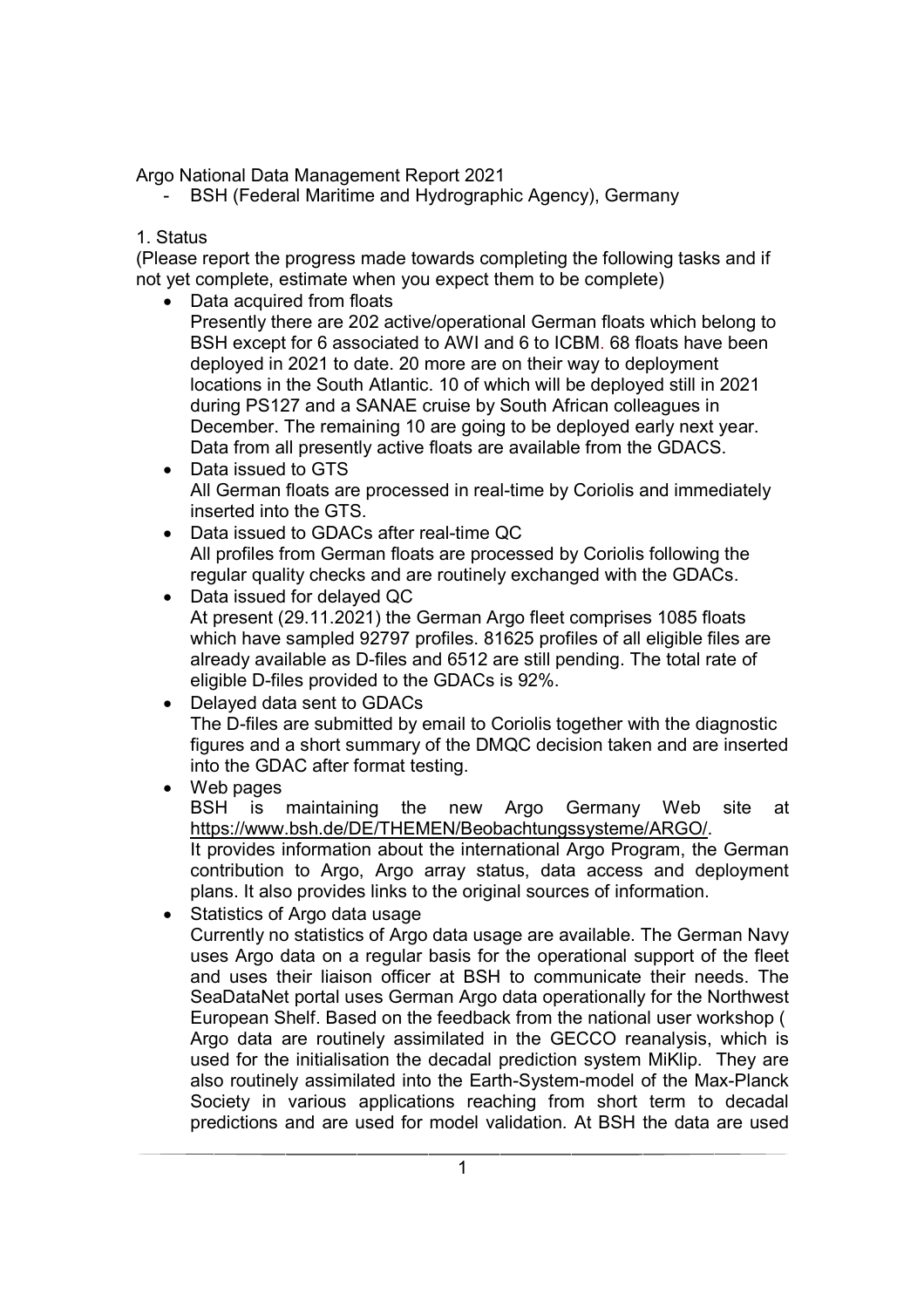Argo National Data Management Report 2021

- BSH (Federal Maritime and Hydrographic Agency), Germany

1. Status

(Please report the progress made towards completing the following tasks and if not yet complete, estimate when you expect them to be complete)

- Data acquired from floats
  Presently there are 202 active/operational German floats which belong to BSH except for 6 associated to AWI and 6 to ICBM. 68 floats have been deployed in 2021 to date. 20 more are on their way to deployment locations in the South Atlantic. 10 of which will be deployed still in 2021 during PS127 and a SANAE cruise by South African colleagues in December. The remaining 10 are going to be deployed early next year. Data from all presently active floats are available from the GDACS.
- Data issued to GTS
  All German floats are processed in real-time by Coriolis and immediately inserted into the GTS.
- Data issued to GDACs after real-time QC
  All profiles from German floats are processed by Coriolis following the regular quality checks and are routinely exchanged with the GDACs.
- Data issued for delayed QC
  At present (29.11.2021) the German Argo fleet comprises 1085 floats which have sampled 92797 profiles. 81625 profiles of all eligible files are already available as D-files and 6512 are still pending. The total rate of eligible D-files provided to the GDACs is 92%.
- Delayed data sent to GDACs
  The D-files are submitted by email to Coriolis together with the diagnostic figures and a short summary of the DMQC decision taken and are inserted into the GDAC after format testing.
- Web pages
  BSH is maintaining the new Argo Germany Web site at https://www.bsh.de/DE/THEMEN/Beobachtungssysteme/ARGO/.
  It provides information about the international Argo Program, the German contribution to Argo, Argo array status, data access and deployment plans. It also provides links to the original sources of information.
- Statistics of Argo data usage
  Currently no statistics of Argo data usage are available. The German Navy uses Argo data on a regular basis for the operational support of the fleet and uses their liaison officer at BSH to communicate their needs. The SeaDataNet portal uses German Argo data operationally for the Northwest European Shelf. Based on the feedback from the national user workshop ( Argo data are routinely assimilated in the GECCO reanalysis, which is used for the initialisation the decadal prediction system MiKlip. They are also routinely assimilated into the Earth-System-model of the Max-Planck Society in various applications reaching from short term to decadal predictions and are used for model validation. At BSH the data are used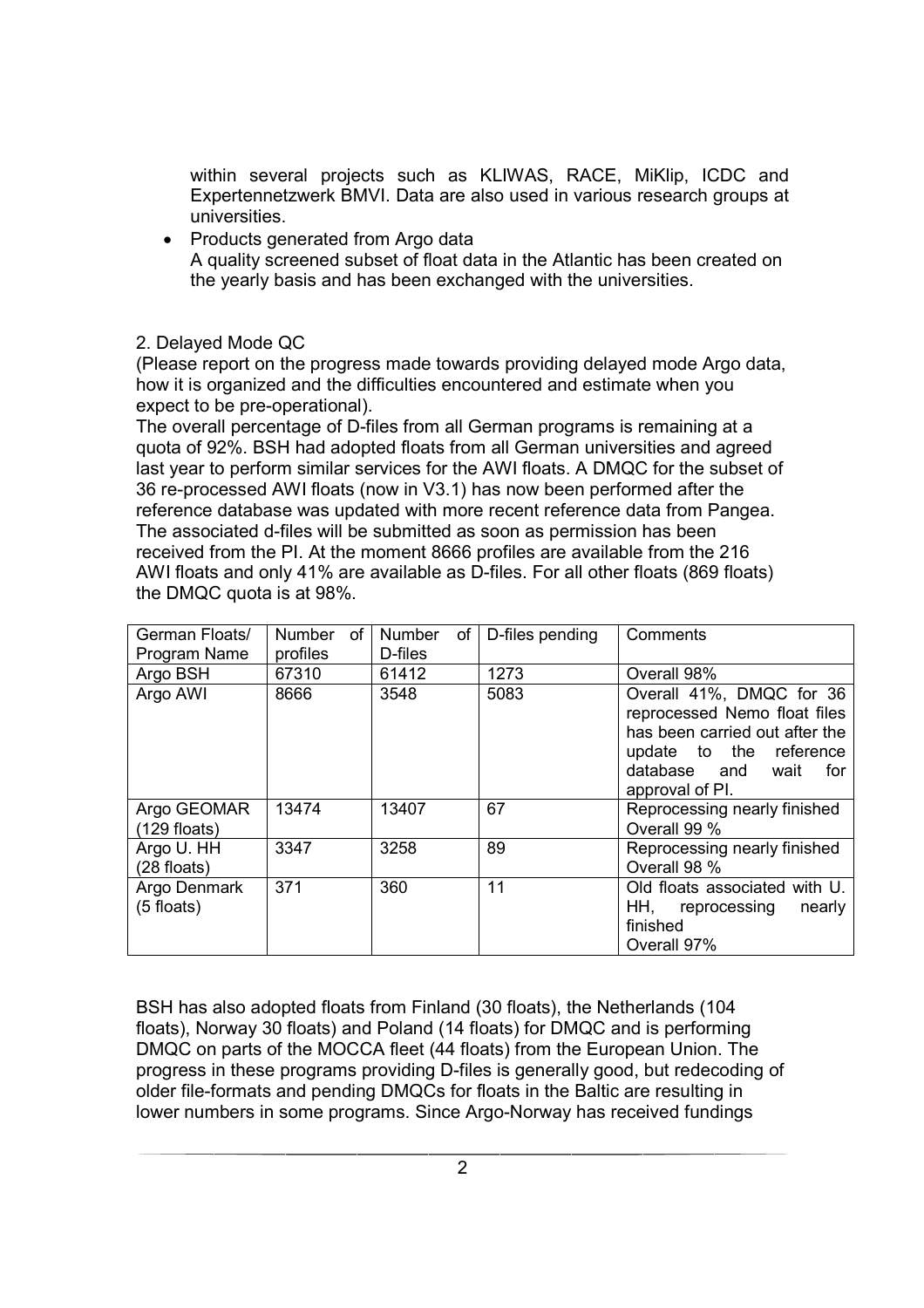within several projects such as KLIWAS, RACE, MiKlip, ICDC and Expertennetzwerk BMVI. Data are also used in various research groups at universities.

- Products generated from Argo data
  A quality screened subset of float data in the Atlantic has been created on the yearly basis and has been exchanged with the universities.

2. Delayed Mode QC

(Please report on the progress made towards providing delayed mode Argo data, how it is organized and the difficulties encountered and estimate when you expect to be pre-operational).

The overall percentage of D-files from all German programs is remaining at a quota of 92%. BSH had adopted floats from all German universities and agreed last year to perform similar services for the AWI floats. A DMQC for the subset of 36 re-processed AWI floats (now in V3.1) has now been performed after the reference database was updated with more recent reference data from Pangea. The associated d-files will be submitted as soon as permission has been received from the PI. At the moment 8666 profiles are available from the 216 AWI floats and only 41% are available as D-files. For all other floats (869 floats) the DMQC quota is at 98%.

| German Floats/ Program Name | Number of profiles | Number of D-files | D-files pending | Comments |
|---|---|---|---|---|
| Argo BSH | 67310 | 61412 | 1273 | Overall 98% |
| Argo AWI | 8666 | 3548 | 5083 | Overall 41%, DMQC for 36 reprocessed Nemo float files has been carried out after the update to the reference database and wait for approval of PI. |
| Argo GEOMAR (129 floats) | 13474 | 13407 | 67 | Reprocessing nearly finished Overall 99 % |
| Argo U. HH (28 floats) | 3347 | 3258 | 89 | Reprocessing nearly finished Overall 98 % |
| Argo Denmark (5 floats) | 371 | 360 | 11 | Old floats associated with U. HH, reprocessing nearly finished Overall 97% |

BSH has also adopted floats from Finland (30 floats), the Netherlands (104 floats), Norway 30 floats) and Poland (14 floats) for DMQC and is performing DMQC on parts of the MOCCA fleet (44 floats) from the European Union. The progress in these programs providing D-files is generally good, but redecoding of older file-formats and pending DMQCs for floats in the Baltic are resulting in lower numbers in some programs. Since Argo-Norway has received fundings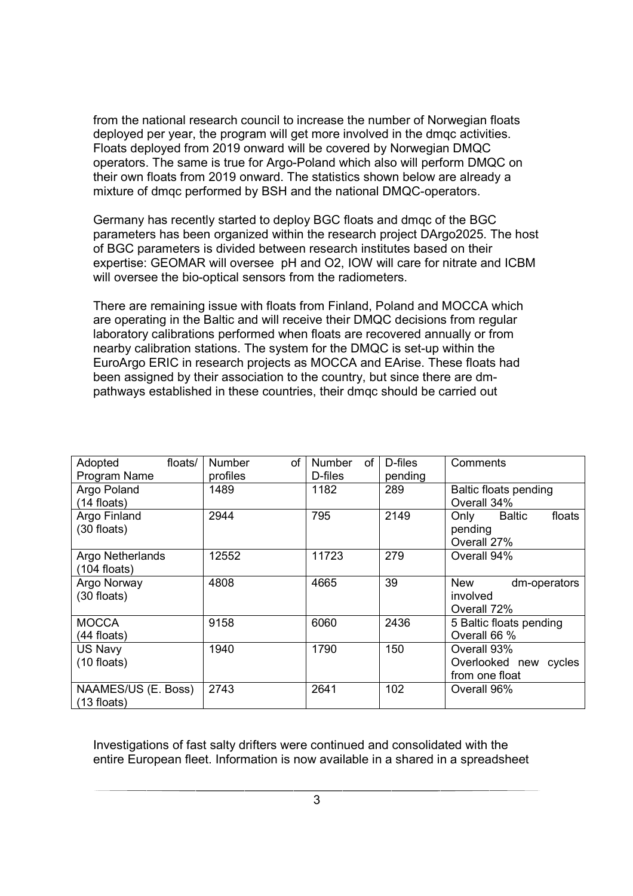from the national research council to increase the number of Norwegian floats deployed per year, the program will get more involved in the dmqc activities. Floats deployed from 2019 onward will be covered by Norwegian DMQC operators. The same is true for Argo-Poland which also will perform DMQC on their own floats from 2019 onward. The statistics shown below are already a mixture of dmqc performed by BSH and the national DMQC-operators.

Germany has recently started to deploy BGC floats and dmqc of the BGC parameters has been organized within the research project DArgo2025. The host of BGC parameters is divided between research institutes based on their expertise: GEOMAR will oversee pH and O2, IOW will care for nitrate and ICBM will oversee the bio-optical sensors from the radiometers.

There are remaining issue with floats from Finland, Poland and MOCCA which are operating in the Baltic and will receive their DMQC decisions from regular laboratory calibrations performed when floats are recovered annually or from nearby calibration stations. The system for the DMQC is set-up within the EuroArgo ERIC in research projects as MOCCA and EArise. These floats had been assigned by their association to the country, but since there are dm-pathways established in these countries, their dmqc should be carried out

| Adopted floats/ Program Name | Number of profiles | Number of D-files | D-files pending | Comments |
|---|---|---|---|---|
| Argo Poland (14 floats) | 1489 | 1182 | 289 | Baltic floats pending Overall 34% |
| Argo Finland (30 floats) | 2944 | 795 | 2149 | Only Baltic floats pending Overall 27% |
| Argo Netherlands (104 floats) | 12552 | 11723 | 279 | Overall 94% |
| Argo Norway (30 floats) | 4808 | 4665 | 39 | New dm-operators involved Overall 72% |
| MOCCA (44 floats) | 9158 | 6060 | 2436 | 5 Baltic floats pending Overall 66 % |
| US Navy (10 floats) | 1940 | 1790 | 150 | Overall 93% Overlooked new cycles from one float |
| NAAMES/US (E. Boss) (13 floats) | 2743 | 2641 | 102 | Overall 96% |

Investigations of fast salty drifters were continued and consolidated with the entire European fleet. Information is now available in a shared in a spreadsheet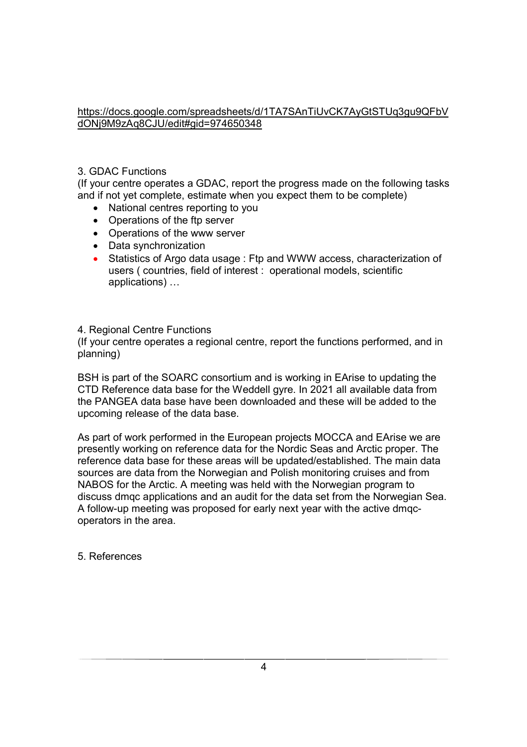https://docs.google.com/spreadsheets/d/1TA7SAnTiUvCK7AyGtSTUq3gu9QFbVdONj9M9zAq8CJU/edit#gid=974650348

3. GDAC Functions

(If your centre operates a GDAC, report the progress made on the following tasks and if not yet complete, estimate when you expect them to be complete)

- National centres reporting to you
- Operations of the ftp server
- Operations of the www server
- Data synchronization
- Statistics of Argo data usage : Ftp and WWW access, characterization of users ( countries, field of interest : operational models, scientific applications) …

4. Regional Centre Functions

(If your centre operates a regional centre, report the functions performed, and in planning)

BSH is part of the SOARC consortium and is working in EArise to updating the CTD Reference data base for the Weddell gyre. In 2021 all available data from the PANGEA data base have been downloaded and these will be added to the upcoming release of the data base.

As part of work performed in the European projects MOCCA and EArise we are presently working on reference data for the Nordic Seas and Arctic proper. The reference data base for these areas will be updated/established. The main data sources are data from the Norwegian and Polish monitoring cruises and from NABOS for the Arctic. A meeting was held with the Norwegian program to discuss dmqc applications and an audit for the data set from the Norwegian Sea. A follow-up meeting was proposed for early next year with the active dmqc-operators in the area.

5. References